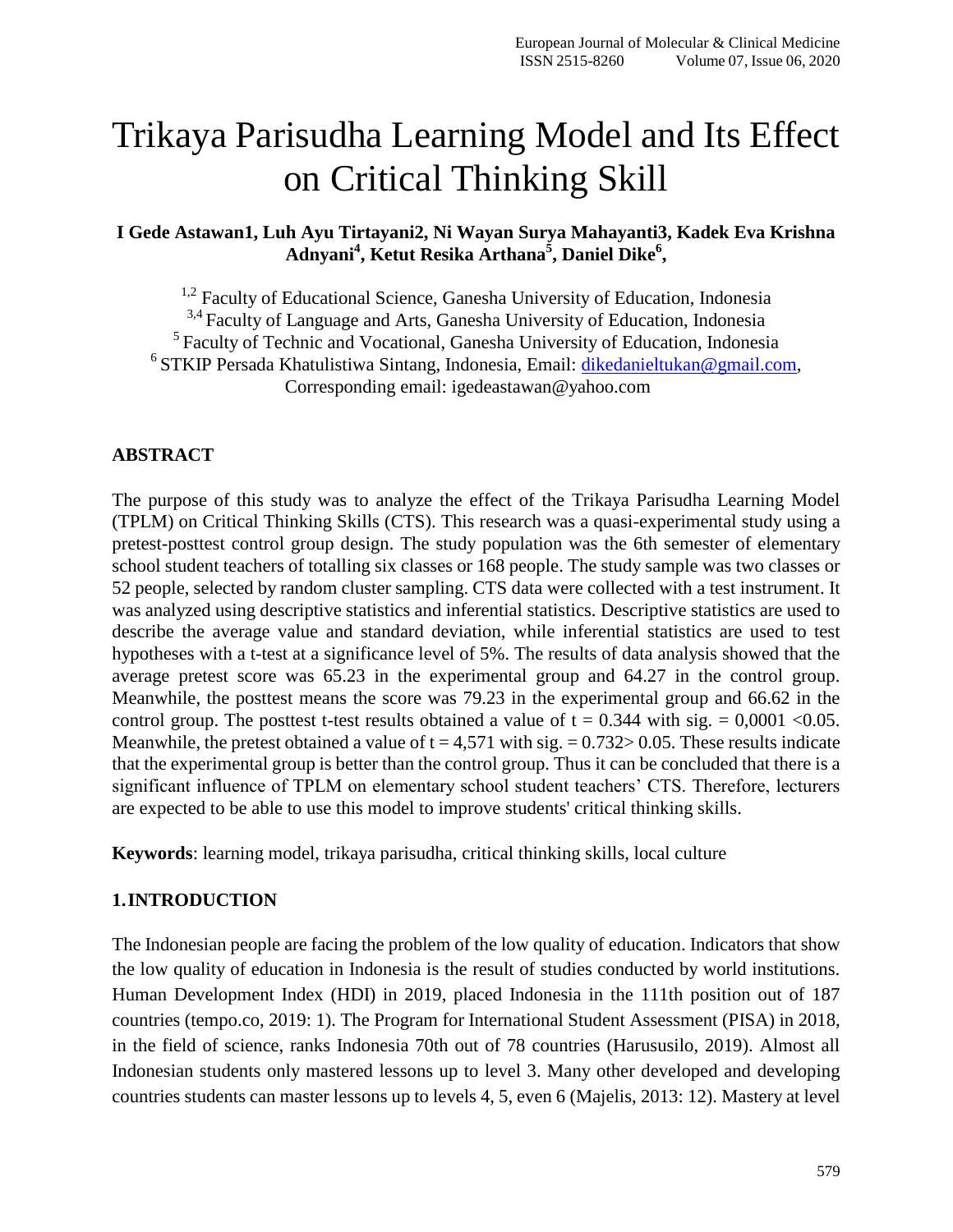# Trikaya Parisudha Learning Model and Its Effect on Critical Thinking Skill

**I Gede Astawan1, Luh Ayu Tirtayani2, Ni Wayan Surya Mahayanti3, Kadek Eva Krishna Adnyani[4], Ketut Resika Arthana[5], Daniel Dike[6],**

[1,2] Faculty of Educational Science, Ganesha University of Education, Indonesia
[3,4] Faculty of Language and Arts, Ganesha University of Education, Indonesia
[5] Faculty of Technic and Vocational, Ganesha University of Education, Indonesia
[6] STKIP Persada Khatulistiwa Sintang, Indonesia, Email: dikedanieltukan@gmail.com,
Corresponding email: igedeastawan@yahoo.com

## ABSTRACT

The purpose of this study was to analyze the effect of the Trikaya Parisudha Learning Model (TPLM) on Critical Thinking Skills (CTS). This research was a quasi-experimental study using a pretest-posttest control group design. The study population was the 6th semester of elementary school student teachers of totalling six classes or 168 people. The study sample was two classes or 52 people, selected by random cluster sampling. CTS data were collected with a test instrument. It was analyzed using descriptive statistics and inferential statistics. Descriptive statistics are used to describe the average value and standard deviation, while inferential statistics are used to test hypotheses with a t-test at a significance level of 5%. The results of data analysis showed that the average pretest score was 65.23 in the experimental group and 64.27 in the control group. Meanwhile, the posttest means the score was 79.23 in the experimental group and 66.62 in the control group. The posttest t-test results obtained a value of $t = 0.344$ with sig. $= 0{,}0001 < 0.05$. Meanwhile, the pretest obtained a value of $t = 4{,}571$ with sig. $= 0.732 > 0.05$. These results indicate that the experimental group is better than the control group. Thus it can be concluded that there is a significant influence of TPLM on elementary school student teachers' CTS. Therefore, lecturers are expected to be able to use this model to improve students' critical thinking skills.

**Keywords**: learning model, trikaya parisudha, critical thinking skills, local culture

## 1. INTRODUCTION

The Indonesian people are facing the problem of the low quality of education. Indicators that show the low quality of education in Indonesia is the result of studies conducted by world institutions. Human Development Index (HDI) in 2019, placed Indonesia in the 111th position out of 187 countries (tempo.co, 2019: 1). The Program for International Student Assessment (PISA) in 2018, in the field of science, ranks Indonesia 70th out of 78 countries (Harususilo, 2019). Almost all Indonesian students only mastered lessons up to level 3. Many other developed and developing countries students can master lessons up to levels 4, 5, even 6 (Majelis, 2013: 12). Mastery at level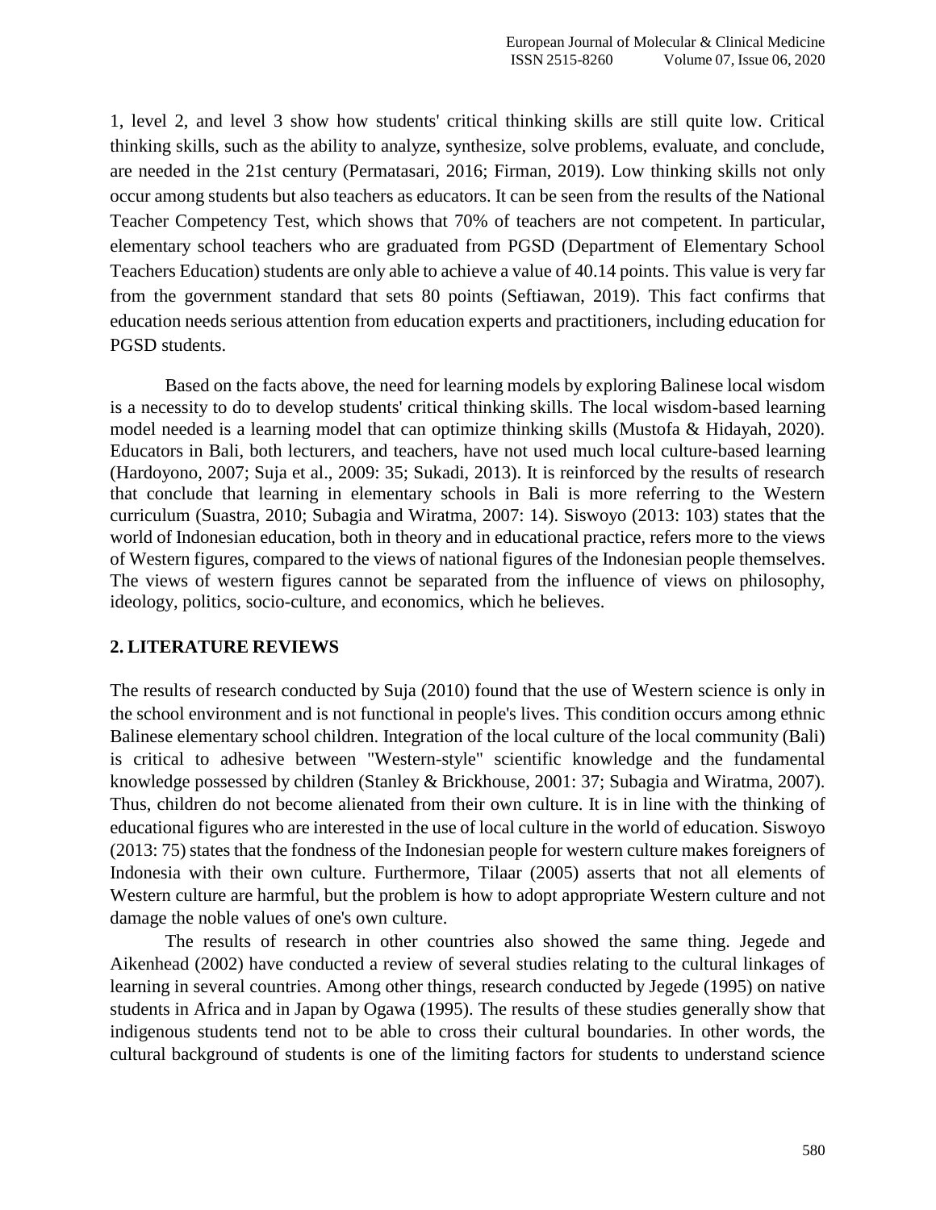1, level 2, and level 3 show how students' critical thinking skills are still quite low. Critical thinking skills, such as the ability to analyze, synthesize, solve problems, evaluate, and conclude, are needed in the 21st century (Permatasari, 2016; Firman, 2019). Low thinking skills not only occur among students but also teachers as educators. It can be seen from the results of the National Teacher Competency Test, which shows that 70% of teachers are not competent. In particular, elementary school teachers who are graduated from PGSD (Department of Elementary School Teachers Education) students are only able to achieve a value of 40.14 points. This value is very far from the government standard that sets 80 points (Seftiawan, 2019). This fact confirms that education needs serious attention from education experts and practitioners, including education for PGSD students.

Based on the facts above, the need for learning models by exploring Balinese local wisdom is a necessity to do to develop students' critical thinking skills. The local wisdom-based learning model needed is a learning model that can optimize thinking skills (Mustofa & Hidayah, 2020). Educators in Bali, both lecturers, and teachers, have not used much local culture-based learning (Hardoyono, 2007; Suja et al., 2009: 35; Sukadi, 2013). It is reinforced by the results of research that conclude that learning in elementary schools in Bali is more referring to the Western curriculum (Suastra, 2010; Subagia and Wiratma, 2007: 14). Siswoyo (2013: 103) states that the world of Indonesian education, both in theory and in educational practice, refers more to the views of Western figures, compared to the views of national figures of the Indonesian people themselves. The views of western figures cannot be separated from the influence of views on philosophy, ideology, politics, socio-culture, and economics, which he believes.

## 2. LITERATURE REVIEWS

The results of research conducted by Suja (2010) found that the use of Western science is only in the school environment and is not functional in people's lives. This condition occurs among ethnic Balinese elementary school children. Integration of the local culture of the local community (Bali) is critical to adhesive between "Western-style" scientific knowledge and the fundamental knowledge possessed by children (Stanley & Brickhouse, 2001: 37; Subagia and Wiratma, 2007). Thus, children do not become alienated from their own culture. It is in line with the thinking of educational figures who are interested in the use of local culture in the world of education. Siswoyo (2013: 75) states that the fondness of the Indonesian people for western culture makes foreigners of Indonesia with their own culture. Furthermore, Tilaar (2005) asserts that not all elements of Western culture are harmful, but the problem is how to adopt appropriate Western culture and not damage the noble values of one's own culture.

The results of research in other countries also showed the same thing. Jegede and Aikenhead (2002) have conducted a review of several studies relating to the cultural linkages of learning in several countries. Among other things, research conducted by Jegede (1995) on native students in Africa and in Japan by Ogawa (1995). The results of these studies generally show that indigenous students tend not to be able to cross their cultural boundaries. In other words, the cultural background of students is one of the limiting factors for students to understand science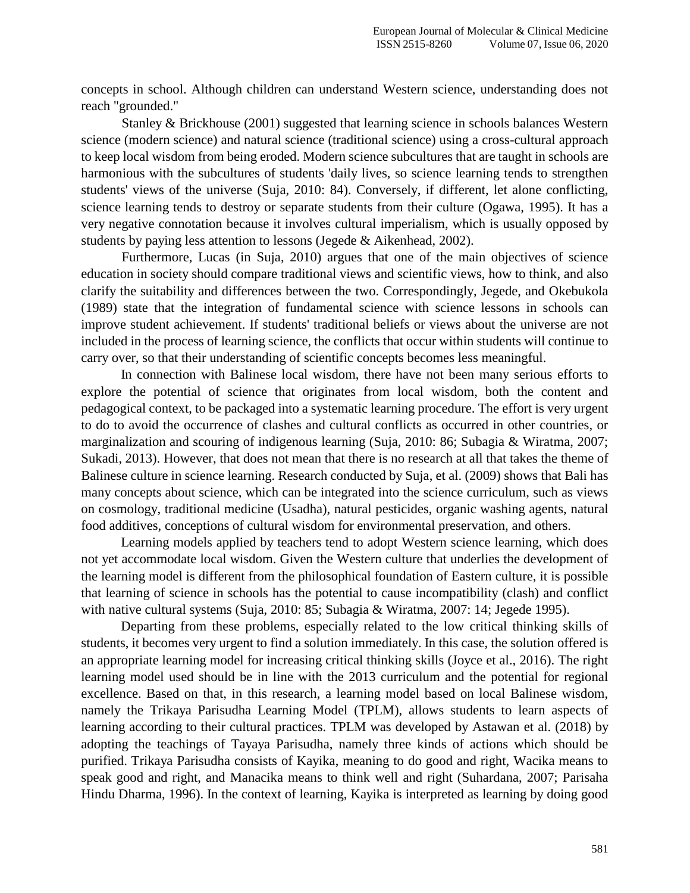concepts in school. Although children can understand Western science, understanding does not reach "grounded."

Stanley & Brickhouse (2001) suggested that learning science in schools balances Western science (modern science) and natural science (traditional science) using a cross-cultural approach to keep local wisdom from being eroded. Modern science subcultures that are taught in schools are harmonious with the subcultures of students 'daily lives, so science learning tends to strengthen students' views of the universe (Suja, 2010: 84). Conversely, if different, let alone conflicting, science learning tends to destroy or separate students from their culture (Ogawa, 1995). It has a very negative connotation because it involves cultural imperialism, which is usually opposed by students by paying less attention to lessons (Jegede & Aikenhead, 2002).

Furthermore, Lucas (in Suja, 2010) argues that one of the main objectives of science education in society should compare traditional views and scientific views, how to think, and also clarify the suitability and differences between the two. Correspondingly, Jegede, and Okebukola (1989) state that the integration of fundamental science with science lessons in schools can improve student achievement. If students' traditional beliefs or views about the universe are not included in the process of learning science, the conflicts that occur within students will continue to carry over, so that their understanding of scientific concepts becomes less meaningful.

In connection with Balinese local wisdom, there have not been many serious efforts to explore the potential of science that originates from local wisdom, both the content and pedagogical context, to be packaged into a systematic learning procedure. The effort is very urgent to do to avoid the occurrence of clashes and cultural conflicts as occurred in other countries, or marginalization and scouring of indigenous learning (Suja, 2010: 86; Subagia & Wiratma, 2007; Sukadi, 2013). However, that does not mean that there is no research at all that takes the theme of Balinese culture in science learning. Research conducted by Suja, et al. (2009) shows that Bali has many concepts about science, which can be integrated into the science curriculum, such as views on cosmology, traditional medicine (Usadha), natural pesticides, organic washing agents, natural food additives, conceptions of cultural wisdom for environmental preservation, and others.

Learning models applied by teachers tend to adopt Western science learning, which does not yet accommodate local wisdom. Given the Western culture that underlies the development of the learning model is different from the philosophical foundation of Eastern culture, it is possible that learning of science in schools has the potential to cause incompatibility (clash) and conflict with native cultural systems (Suja, 2010: 85; Subagia & Wiratma, 2007: 14; Jegede 1995).

Departing from these problems, especially related to the low critical thinking skills of students, it becomes very urgent to find a solution immediately. In this case, the solution offered is an appropriate learning model for increasing critical thinking skills (Joyce et al., 2016). The right learning model used should be in line with the 2013 curriculum and the potential for regional excellence. Based on that, in this research, a learning model based on local Balinese wisdom, namely the Trikaya Parisudha Learning Model (TPLM), allows students to learn aspects of learning according to their cultural practices. TPLM was developed by Astawan et al. (2018) by adopting the teachings of Tayaya Parisudha, namely three kinds of actions which should be purified. Trikaya Parisudha consists of Kayika, meaning to do good and right, Wacika means to speak good and right, and Manacika means to think well and right (Suhardana, 2007; Parisaha Hindu Dharma, 1996). In the context of learning, Kayika is interpreted as learning by doing good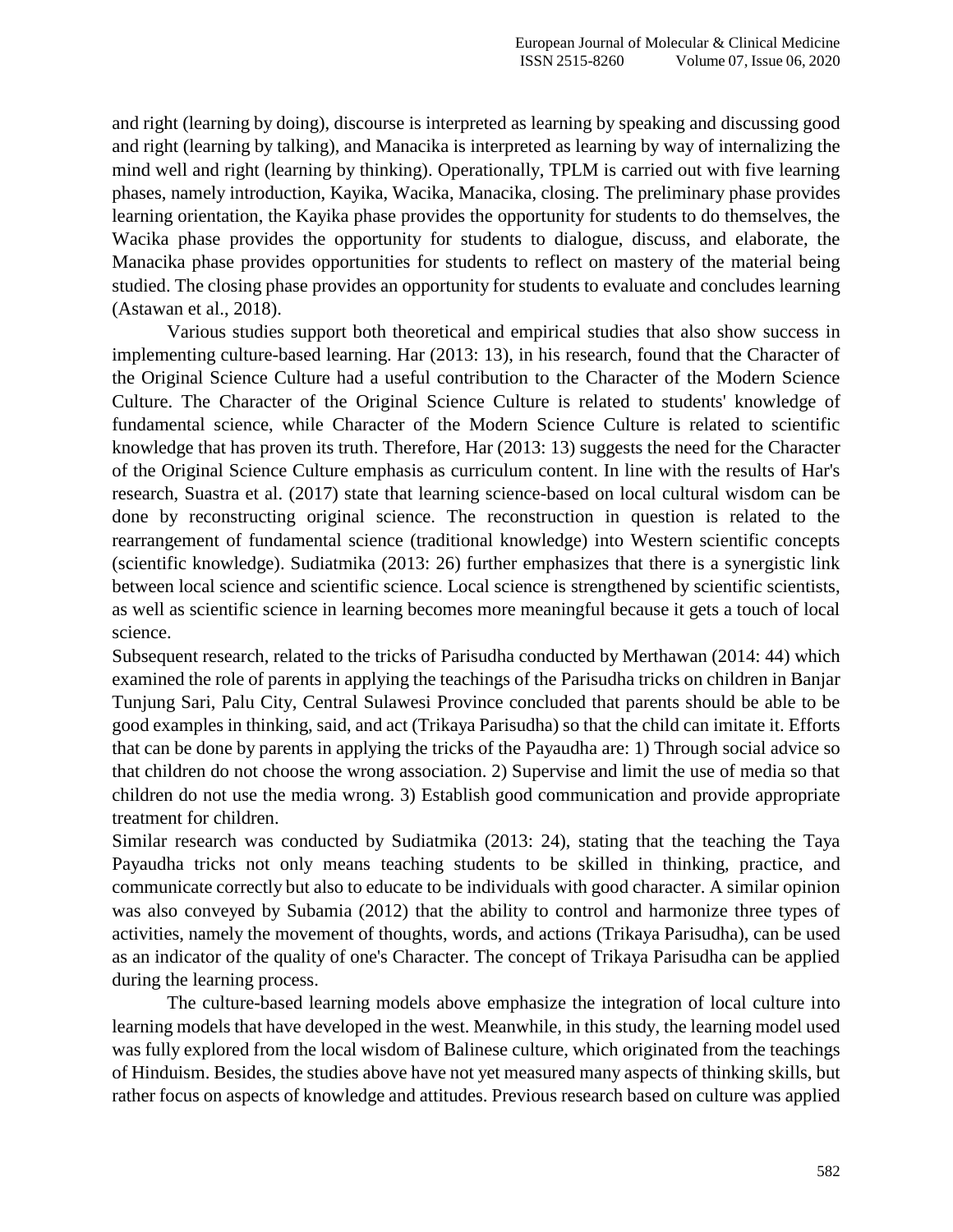and right (learning by doing), discourse is interpreted as learning by speaking and discussing good and right (learning by talking), and Manacika is interpreted as learning by way of internalizing the mind well and right (learning by thinking). Operationally, TPLM is carried out with five learning phases, namely introduction, Kayika, Wacika, Manacika, closing. The preliminary phase provides learning orientation, the Kayika phase provides the opportunity for students to do themselves, the Wacika phase provides the opportunity for students to dialogue, discuss, and elaborate, the Manacika phase provides opportunities for students to reflect on mastery of the material being studied. The closing phase provides an opportunity for students to evaluate and concludes learning (Astawan et al., 2018).

Various studies support both theoretical and empirical studies that also show success in implementing culture-based learning. Har (2013: 13), in his research, found that the Character of the Original Science Culture had a useful contribution to the Character of the Modern Science Culture. The Character of the Original Science Culture is related to students' knowledge of fundamental science, while Character of the Modern Science Culture is related to scientific knowledge that has proven its truth. Therefore, Har (2013: 13) suggests the need for the Character of the Original Science Culture emphasis as curriculum content. In line with the results of Har's research, Suastra et al. (2017) state that learning science-based on local cultural wisdom can be done by reconstructing original science. The reconstruction in question is related to the rearrangement of fundamental science (traditional knowledge) into Western scientific concepts (scientific knowledge). Sudiatmika (2013: 26) further emphasizes that there is a synergistic link between local science and scientific science. Local science is strengthened by scientific scientists, as well as scientific science in learning becomes more meaningful because it gets a touch of local science.

Subsequent research, related to the tricks of Parisudha conducted by Merthawan (2014: 44) which examined the role of parents in applying the teachings of the Parisudha tricks on children in Banjar Tunjung Sari, Palu City, Central Sulawesi Province concluded that parents should be able to be good examples in thinking, said, and act (Trikaya Parisudha) so that the child can imitate it. Efforts that can be done by parents in applying the tricks of the Payaudha are: 1) Through social advice so that children do not choose the wrong association. 2) Supervise and limit the use of media so that children do not use the media wrong. 3) Establish good communication and provide appropriate treatment for children.

Similar research was conducted by Sudiatmika (2013: 24), stating that the teaching the Taya Payaudha tricks not only means teaching students to be skilled in thinking, practice, and communicate correctly but also to educate to be individuals with good character. A similar opinion was also conveyed by Subamia (2012) that the ability to control and harmonize three types of activities, namely the movement of thoughts, words, and actions (Trikaya Parisudha), can be used as an indicator of the quality of one's Character. The concept of Trikaya Parisudha can be applied during the learning process.

The culture-based learning models above emphasize the integration of local culture into learning models that have developed in the west. Meanwhile, in this study, the learning model used was fully explored from the local wisdom of Balinese culture, which originated from the teachings of Hinduism. Besides, the studies above have not yet measured many aspects of thinking skills, but rather focus on aspects of knowledge and attitudes. Previous research based on culture was applied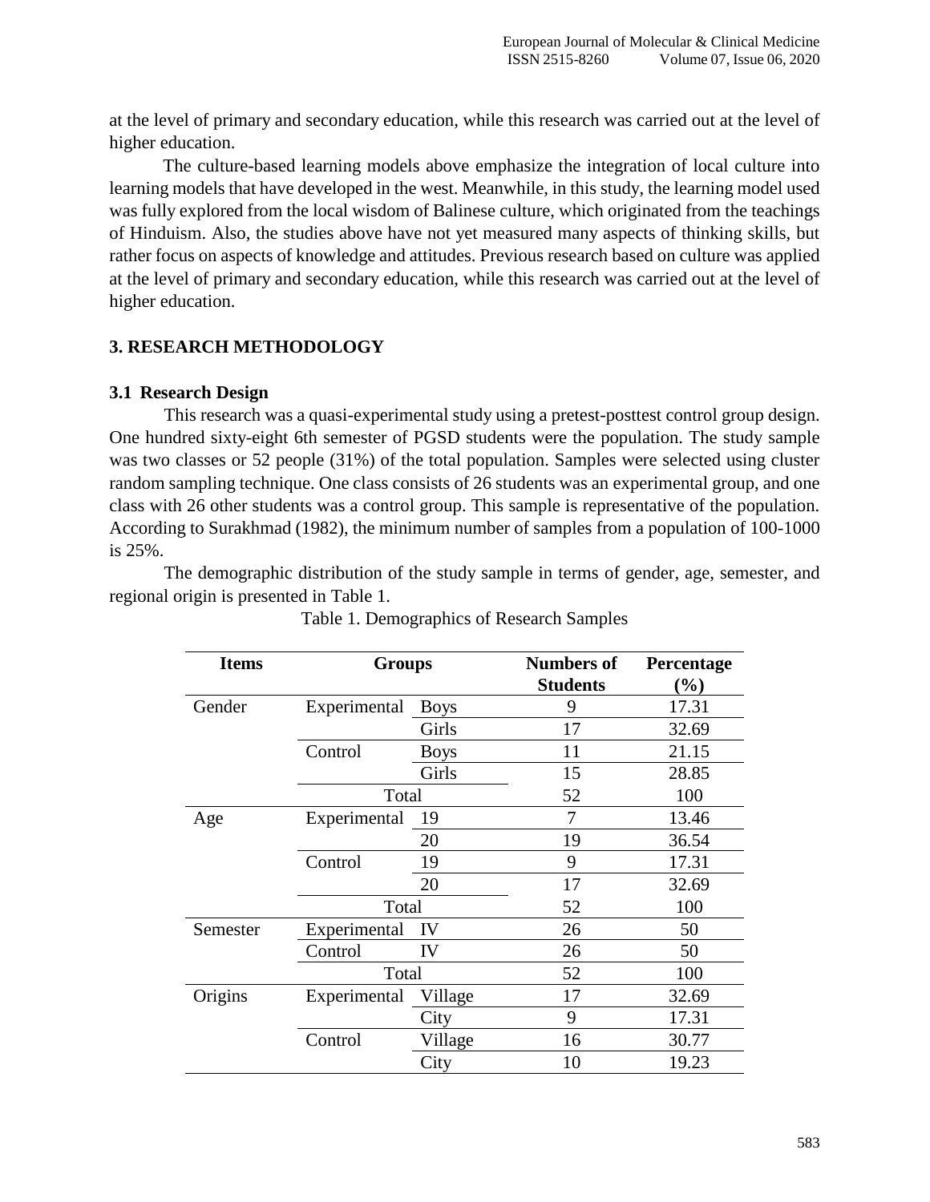at the level of primary and secondary education, while this research was carried out at the level of higher education.

The culture-based learning models above emphasize the integration of local culture into learning models that have developed in the west. Meanwhile, in this study, the learning model used was fully explored from the local wisdom of Balinese culture, which originated from the teachings of Hinduism. Also, the studies above have not yet measured many aspects of thinking skills, but rather focus on aspects of knowledge and attitudes. Previous research based on culture was applied at the level of primary and secondary education, while this research was carried out at the level of higher education.

## 3. RESEARCH METHODOLOGY

### 3.1 Research Design

This research was a quasi-experimental study using a pretest-posttest control group design. One hundred sixty-eight 6th semester of PGSD students were the population. The study sample was two classes or 52 people (31%) of the total population. Samples were selected using cluster random sampling technique. One class consists of 26 students was an experimental group, and one class with 26 other students was a control group. This sample is representative of the population. According to Surakhmad (1982), the minimum number of samples from a population of 100-1000 is 25%.

The demographic distribution of the study sample in terms of gender, age, semester, and regional origin is presented in Table 1.

Table 1. Demographics of Research Samples

| Items | Groups | | Numbers of Students | Percentage (%) |
|---|---|---|---|---|
| Gender | Experimental | Boys | 9 | 17.31 |
| | | Girls | 17 | 32.69 |
| | Control | Boys | 11 | 21.15 |
| | | Girls | 15 | 28.85 |
| | Total | | 52 | 100 |
| Age | Experimental | 19 | 7 | 13.46 |
| | | 20 | 19 | 36.54 |
| | Control | 19 | 9 | 17.31 |
| | | 20 | 17 | 32.69 |
| | Total | | 52 | 100 |
| Semester | Experimental | IV | 26 | 50 |
| | Control | IV | 26 | 50 |
| | Total | | 52 | 100 |
| Origins | Experimental | Village | 17 | 32.69 |
| | | City | 9 | 17.31 |
| | Control | Village | 16 | 30.77 |
| | | City | 10 | 19.23 |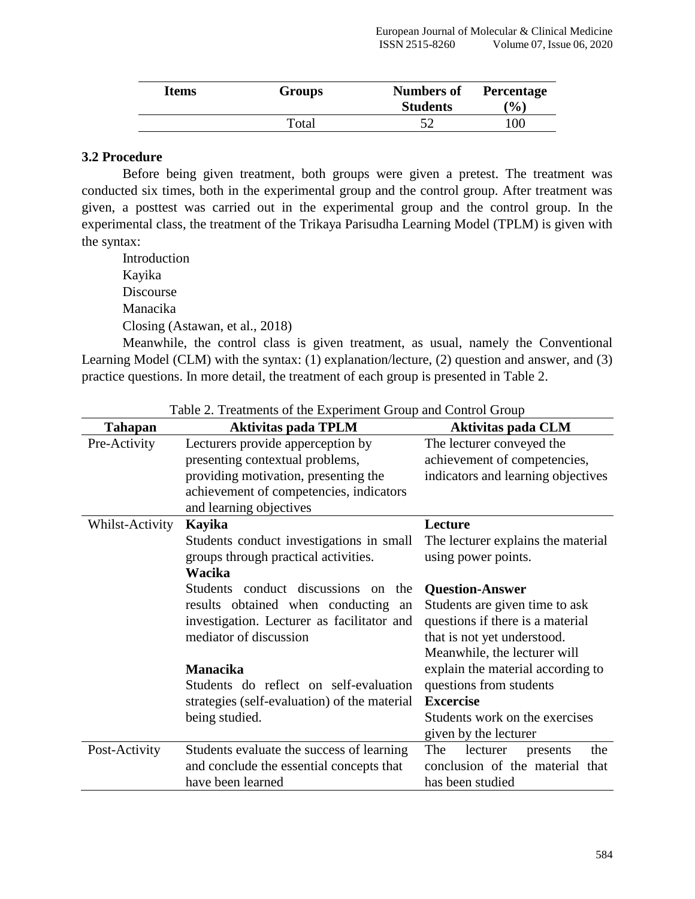| Items | Groups | Numbers of Students | Percentage (%) |
|---|---|---|---|
| | Total | 52 | 100 |

### 3.2 Procedure

Before being given treatment, both groups were given a pretest. The treatment was conducted six times, both in the experimental group and the control group. After treatment was given, a posttest was carried out in the experimental group and the control group. In the experimental class, the treatment of the Trikaya Parisudha Learning Model (TPLM) is given with the syntax:

Introduction
Kayika
Discourse
Manacika
Closing (Astawan, et al., 2018)

Meanwhile, the control class is given treatment, as usual, namely the Conventional Learning Model (CLM) with the syntax: (1) explanation/lecture, (2) question and answer, and (3) practice questions. In more detail, the treatment of each group is presented in Table 2.

Table 2. Treatments of the Experiment Group and Control Group

| Tahapan | Aktivitas pada TPLM | Aktivitas pada CLM |
|---|---|---|
| Pre-Activity | Lecturers provide apperception by presenting contextual problems, providing motivation, presenting the achievement of competencies, indicators and learning objectives | The lecturer conveyed the achievement of competencies, indicators and learning objectives |
| Whilst-Activity | **Kayika** Students conduct investigations in small groups through practical activities. **Wacika** Students conduct discussions on the results obtained when conducting an investigation. Lecturer as facilitator and mediator of discussion **Manacika** Students do reflect on self-evaluation strategies (self-evaluation) of the material being studied. | **Lecture** The lecturer explains the material using power points. **Question-Answer** Students are given time to ask questions if there is a material that is not yet understood. Meanwhile, the lecturer will explain the material according to questions from students **Excercise** Students work on the exercises given by the lecturer |
| Post-Activity | Students evaluate the success of learning and conclude the essential concepts that have been learned | The lecturer presents the conclusion of the material that has been studied |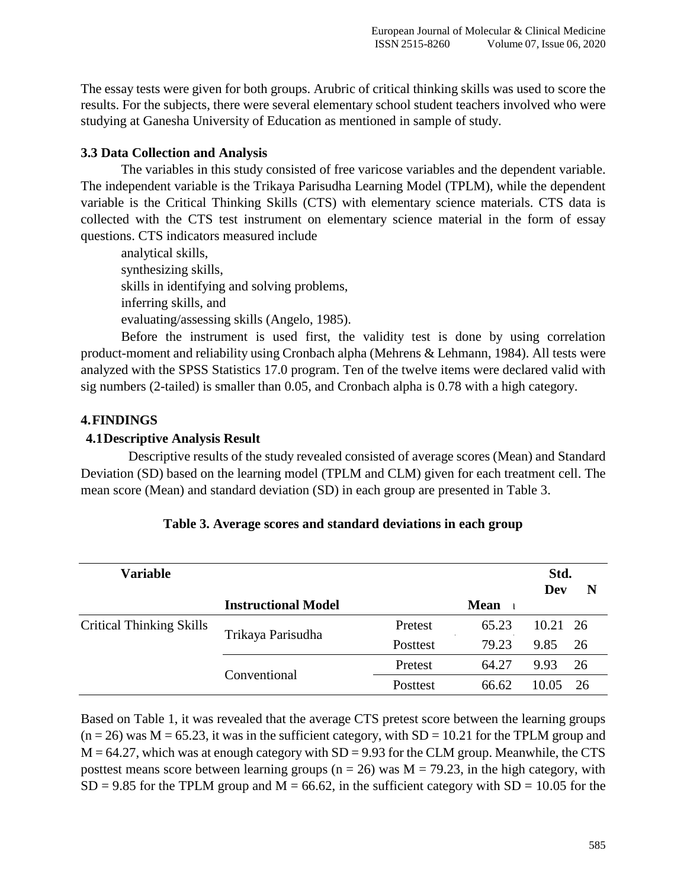The essay tests were given for both groups. Arubric of critical thinking skills was used to score the results. For the subjects, there were several elementary school student teachers involved who were studying at Ganesha University of Education as mentioned in sample of study.

### 3.3 Data Collection and Analysis

The variables in this study consisted of free varicose variables and the dependent variable. The independent variable is the Trikaya Parisudha Learning Model (TPLM), while the dependent variable is the Critical Thinking Skills (CTS) with elementary science materials. CTS data is collected with the CTS test instrument on elementary science material in the form of essay questions. CTS indicators measured include

analytical skills,
synthesizing skills,
skills in identifying and solving problems,
inferring skills, and
evaluating/assessing skills (Angelo, 1985).

Before the instrument is used first, the validity test is done by using correlation product-moment and reliability using Cronbach alpha (Mehrens & Lehmann, 1984). All tests were analyzed with the SPSS Statistics 17.0 program. Ten of the twelve items were declared valid with sig numbers (2-tailed) is smaller than 0.05, and Cronbach alpha is 0.78 with a high category.

## 4. FINDINGS

### 4.1 Descriptive Analysis Result

Descriptive results of the study revealed consisted of average scores (Mean) and Standard Deviation (SD) based on the learning model (TPLM and CLM) given for each treatment cell. The mean score (Mean) and standard deviation (SD) in each group are presented in Table 3.

**Table 3. Average scores and standard deviations in each group**

| Variable | Instructional Model | | Mean | Std. Dev | N |
|---|---|---|---|---|---|
| Critical Thinking Skills | Trikaya Parisudha | Pretest | 65.23 | 10.21 | 26 |
| | | Posttest | 79.23 | 9.85 | 26 |
| | Conventional | Pretest | 64.27 | 9.93 | 26 |
| | | Posttest | 66.62 | 10.05 | 26 |

Based on Table 1, it was revealed that the average CTS pretest score between the learning groups (n = 26) was M = 65.23, it was in the sufficient category, with SD = 10.21 for the TPLM group and M = 64.27, which was at enough category with SD = 9.93 for the CLM group. Meanwhile, the CTS posttest means score between learning groups (n = 26) was M = 79.23, in the high category, with SD = 9.85 for the TPLM group and M = 66.62, in the sufficient category with SD = 10.05 for the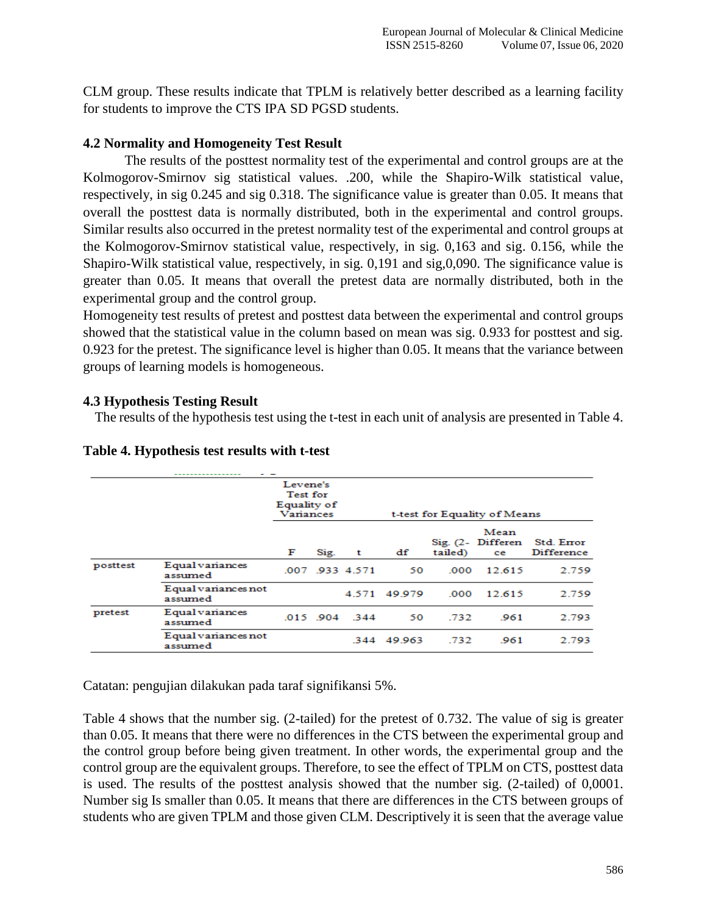CLM group. These results indicate that TPLM is relatively better described as a learning facility for students to improve the CTS IPA SD PGSD students.

### 4.2 Normality and Homogeneity Test Result

The results of the posttest normality test of the experimental and control groups are at the Kolmogorov-Smirnov sig statistical values. .200, while the Shapiro-Wilk statistical value, respectively, in sig 0.245 and sig 0.318. The significance value is greater than 0.05. It means that overall the posttest data is normally distributed, both in the experimental and control groups. Similar results also occurred in the pretest normality test of the experimental and control groups at the Kolmogorov-Smirnov statistical value, respectively, in sig. 0,163 and sig. 0.156, while the Shapiro-Wilk statistical value, respectively, in sig. 0,191 and sig,0,090. The significance value is greater than 0.05. It means that overall the pretest data are normally distributed, both in the experimental group and the control group.

Homogeneity test results of pretest and posttest data between the experimental and control groups showed that the statistical value in the column based on mean was sig. 0.933 for posttest and sig. 0.923 for the pretest. The significance level is higher than 0.05. It means that the variance between groups of learning models is homogeneous.

### 4.3 Hypothesis Testing Result

The results of the hypothesis test using the t-test in each unit of analysis are presented in Table 4.

**Table 4. Hypothesis test results with t-test**

| | | Levene's Test for Equality of Variances | | t-test for Equality of Means | | | | |
|---|---|---|---|---|---|---|---|---|
| | | F | Sig. | t | df | Sig. (2-tailed) | Mean Difference | Std. Error Difference |
| posttest | Equal variances assumed | .007 | .933 | 4.571 | 50 | .000 | 12.615 | 2.759 |
| | Equal variances not assumed | | | 4.571 | 49.979 | .000 | 12.615 | 2.759 |
| pretest | Equal variances assumed | .015 | .904 | .344 | 50 | .732 | .961 | 2.793 |
| | Equal variances not assumed | | | .344 | 49.963 | .732 | .961 | 2.793 |

Catatan: pengujian dilakukan pada taraf signifikansi 5%.

Table 4 shows that the number sig. (2-tailed) for the pretest of 0.732. The value of sig is greater than 0.05. It means that there were no differences in the CTS between the experimental group and the control group before being given treatment. In other words, the experimental group and the control group are the equivalent groups. Therefore, to see the effect of TPLM on CTS, posttest data is used. The results of the posttest analysis showed that the number sig. (2-tailed) of 0,0001. Number sig Is smaller than 0.05. It means that there are differences in the CTS between groups of students who are given TPLM and those given CLM. Descriptively it is seen that the average value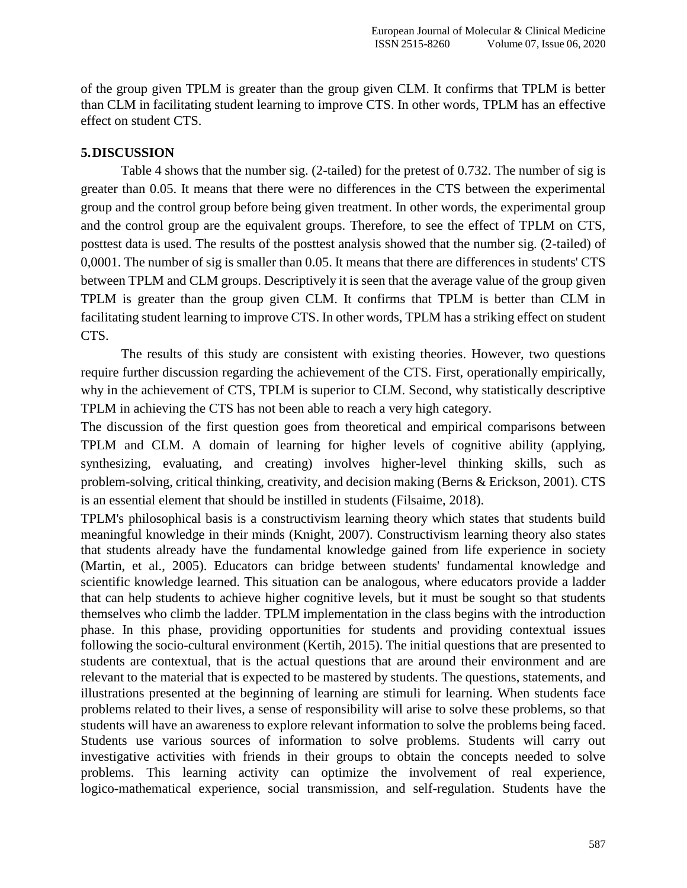of the group given TPLM is greater than the group given CLM. It confirms that TPLM is better than CLM in facilitating student learning to improve CTS. In other words, TPLM has an effective effect on student CTS.

## 5. DISCUSSION

Table 4 shows that the number sig. (2-tailed) for the pretest of 0.732. The number of sig is greater than 0.05. It means that there were no differences in the CTS between the experimental group and the control group before being given treatment. In other words, the experimental group and the control group are the equivalent groups. Therefore, to see the effect of TPLM on CTS, posttest data is used. The results of the posttest analysis showed that the number sig. (2-tailed) of 0,0001. The number of sig is smaller than 0.05. It means that there are differences in students' CTS between TPLM and CLM groups. Descriptively it is seen that the average value of the group given TPLM is greater than the group given CLM. It confirms that TPLM is better than CLM in facilitating student learning to improve CTS. In other words, TPLM has a striking effect on student CTS.

The results of this study are consistent with existing theories. However, two questions require further discussion regarding the achievement of the CTS. First, operationally empirically, why in the achievement of CTS, TPLM is superior to CLM. Second, why statistically descriptive TPLM in achieving the CTS has not been able to reach a very high category.

The discussion of the first question goes from theoretical and empirical comparisons between TPLM and CLM. A domain of learning for higher levels of cognitive ability (applying, synthesizing, evaluating, and creating) involves higher-level thinking skills, such as problem-solving, critical thinking, creativity, and decision making (Berns & Erickson, 2001). CTS is an essential element that should be instilled in students (Filsaime, 2018).

TPLM's philosophical basis is a constructivism learning theory which states that students build meaningful knowledge in their minds (Knight, 2007). Constructivism learning theory also states that students already have the fundamental knowledge gained from life experience in society (Martin, et al., 2005). Educators can bridge between students' fundamental knowledge and scientific knowledge learned. This situation can be analogous, where educators provide a ladder that can help students to achieve higher cognitive levels, but it must be sought so that students themselves who climb the ladder. TPLM implementation in the class begins with the introduction phase. In this phase, providing opportunities for students and providing contextual issues following the socio-cultural environment (Kertih, 2015). The initial questions that are presented to students are contextual, that is the actual questions that are around their environment and are relevant to the material that is expected to be mastered by students. The questions, statements, and illustrations presented at the beginning of learning are stimuli for learning. When students face problems related to their lives, a sense of responsibility will arise to solve these problems, so that students will have an awareness to explore relevant information to solve the problems being faced. Students use various sources of information to solve problems. Students will carry out investigative activities with friends in their groups to obtain the concepts needed to solve problems. This learning activity can optimize the involvement of real experience, logico-mathematical experience, social transmission, and self-regulation. Students have the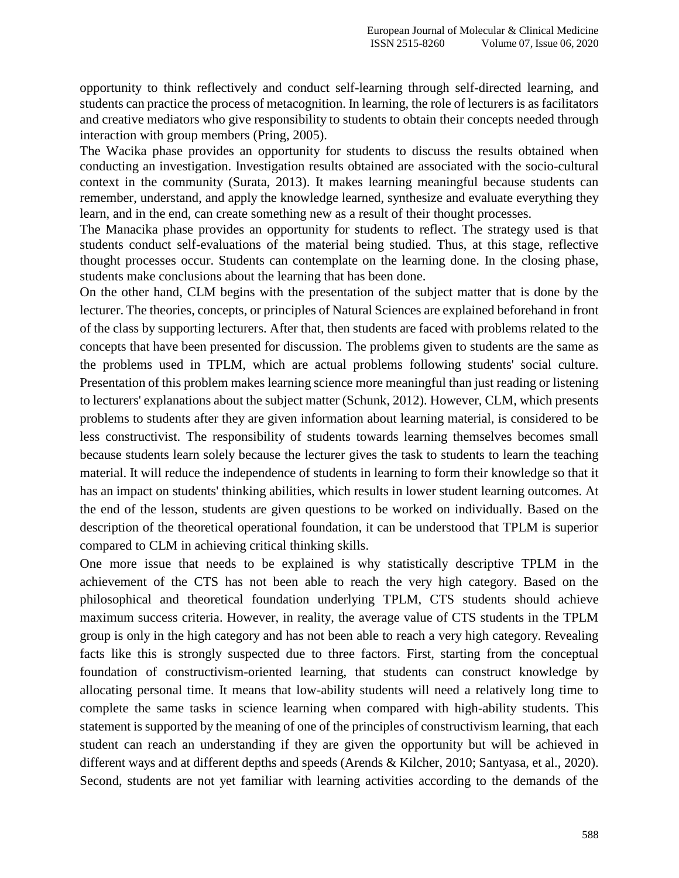opportunity to think reflectively and conduct self-learning through self-directed learning, and students can practice the process of metacognition. In learning, the role of lecturers is as facilitators and creative mediators who give responsibility to students to obtain their concepts needed through interaction with group members (Pring, 2005).

The Wacika phase provides an opportunity for students to discuss the results obtained when conducting an investigation. Investigation results obtained are associated with the socio-cultural context in the community (Surata, 2013). It makes learning meaningful because students can remember, understand, and apply the knowledge learned, synthesize and evaluate everything they learn, and in the end, can create something new as a result of their thought processes.

The Manacika phase provides an opportunity for students to reflect. The strategy used is that students conduct self-evaluations of the material being studied. Thus, at this stage, reflective thought processes occur. Students can contemplate on the learning done. In the closing phase, students make conclusions about the learning that has been done.

On the other hand, CLM begins with the presentation of the subject matter that is done by the lecturer. The theories, concepts, or principles of Natural Sciences are explained beforehand in front of the class by supporting lecturers. After that, then students are faced with problems related to the concepts that have been presented for discussion. The problems given to students are the same as the problems used in TPLM, which are actual problems following students' social culture. Presentation of this problem makes learning science more meaningful than just reading or listening to lecturers' explanations about the subject matter (Schunk, 2012). However, CLM, which presents problems to students after they are given information about learning material, is considered to be less constructivist. The responsibility of students towards learning themselves becomes small because students learn solely because the lecturer gives the task to students to learn the teaching material. It will reduce the independence of students in learning to form their knowledge so that it has an impact on students' thinking abilities, which results in lower student learning outcomes. At the end of the lesson, students are given questions to be worked on individually. Based on the description of the theoretical operational foundation, it can be understood that TPLM is superior compared to CLM in achieving critical thinking skills.

One more issue that needs to be explained is why statistically descriptive TPLM in the achievement of the CTS has not been able to reach the very high category. Based on the philosophical and theoretical foundation underlying TPLM, CTS students should achieve maximum success criteria. However, in reality, the average value of CTS students in the TPLM group is only in the high category and has not been able to reach a very high category. Revealing facts like this is strongly suspected due to three factors. First, starting from the conceptual foundation of constructivism-oriented learning, that students can construct knowledge by allocating personal time. It means that low-ability students will need a relatively long time to complete the same tasks in science learning when compared with high-ability students. This statement is supported by the meaning of one of the principles of constructivism learning, that each student can reach an understanding if they are given the opportunity but will be achieved in different ways and at different depths and speeds (Arends & Kilcher, 2010; Santyasa, et al., 2020). Second, students are not yet familiar with learning activities according to the demands of the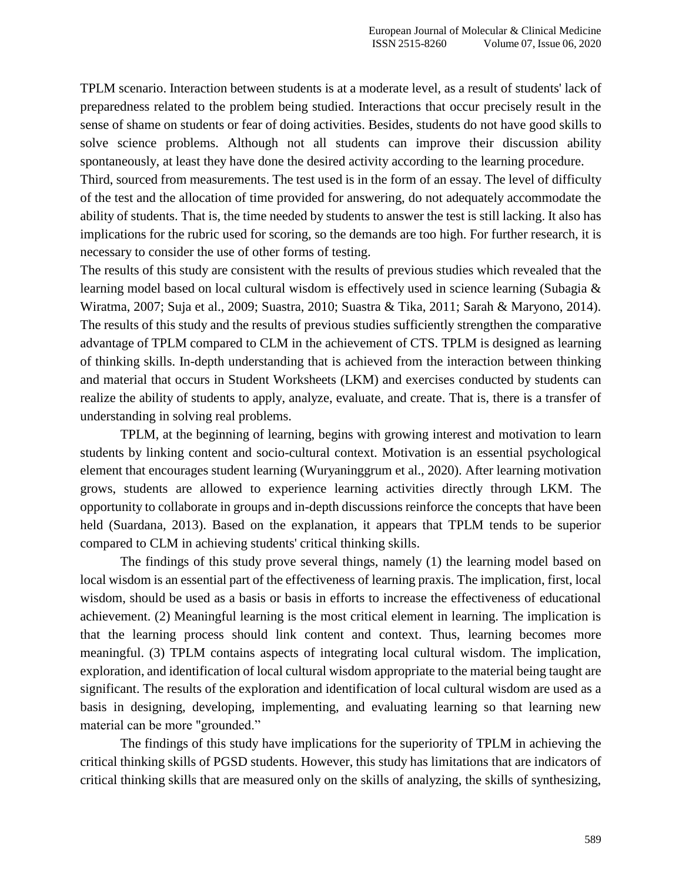TPLM scenario. Interaction between students is at a moderate level, as a result of students' lack of preparedness related to the problem being studied. Interactions that occur precisely result in the sense of shame on students or fear of doing activities. Besides, students do not have good skills to solve science problems. Although not all students can improve their discussion ability spontaneously, at least they have done the desired activity according to the learning procedure.

Third, sourced from measurements. The test used is in the form of an essay. The level of difficulty of the test and the allocation of time provided for answering, do not adequately accommodate the ability of students. That is, the time needed by students to answer the test is still lacking. It also has implications for the rubric used for scoring, so the demands are too high. For further research, it is necessary to consider the use of other forms of testing.

The results of this study are consistent with the results of previous studies which revealed that the learning model based on local cultural wisdom is effectively used in science learning (Subagia & Wiratma, 2007; Suja et al., 2009; Suastra, 2010; Suastra & Tika, 2011; Sarah & Maryono, 2014). The results of this study and the results of previous studies sufficiently strengthen the comparative advantage of TPLM compared to CLM in the achievement of CTS. TPLM is designed as learning of thinking skills. In-depth understanding that is achieved from the interaction between thinking and material that occurs in Student Worksheets (LKM) and exercises conducted by students can realize the ability of students to apply, analyze, evaluate, and create. That is, there is a transfer of understanding in solving real problems.

TPLM, at the beginning of learning, begins with growing interest and motivation to learn students by linking content and socio-cultural context. Motivation is an essential psychological element that encourages student learning (Wuryaninggrum et al., 2020). After learning motivation grows, students are allowed to experience learning activities directly through LKM. The opportunity to collaborate in groups and in-depth discussions reinforce the concepts that have been held (Suardana, 2013). Based on the explanation, it appears that TPLM tends to be superior compared to CLM in achieving students' critical thinking skills.

The findings of this study prove several things, namely (1) the learning model based on local wisdom is an essential part of the effectiveness of learning praxis. The implication, first, local wisdom, should be used as a basis or basis in efforts to increase the effectiveness of educational achievement. (2) Meaningful learning is the most critical element in learning. The implication is that the learning process should link content and context. Thus, learning becomes more meaningful. (3) TPLM contains aspects of integrating local cultural wisdom. The implication, exploration, and identification of local cultural wisdom appropriate to the material being taught are significant. The results of the exploration and identification of local cultural wisdom are used as a basis in designing, developing, implementing, and evaluating learning so that learning new material can be more "grounded."

The findings of this study have implications for the superiority of TPLM in achieving the critical thinking skills of PGSD students. However, this study has limitations that are indicators of critical thinking skills that are measured only on the skills of analyzing, the skills of synthesizing,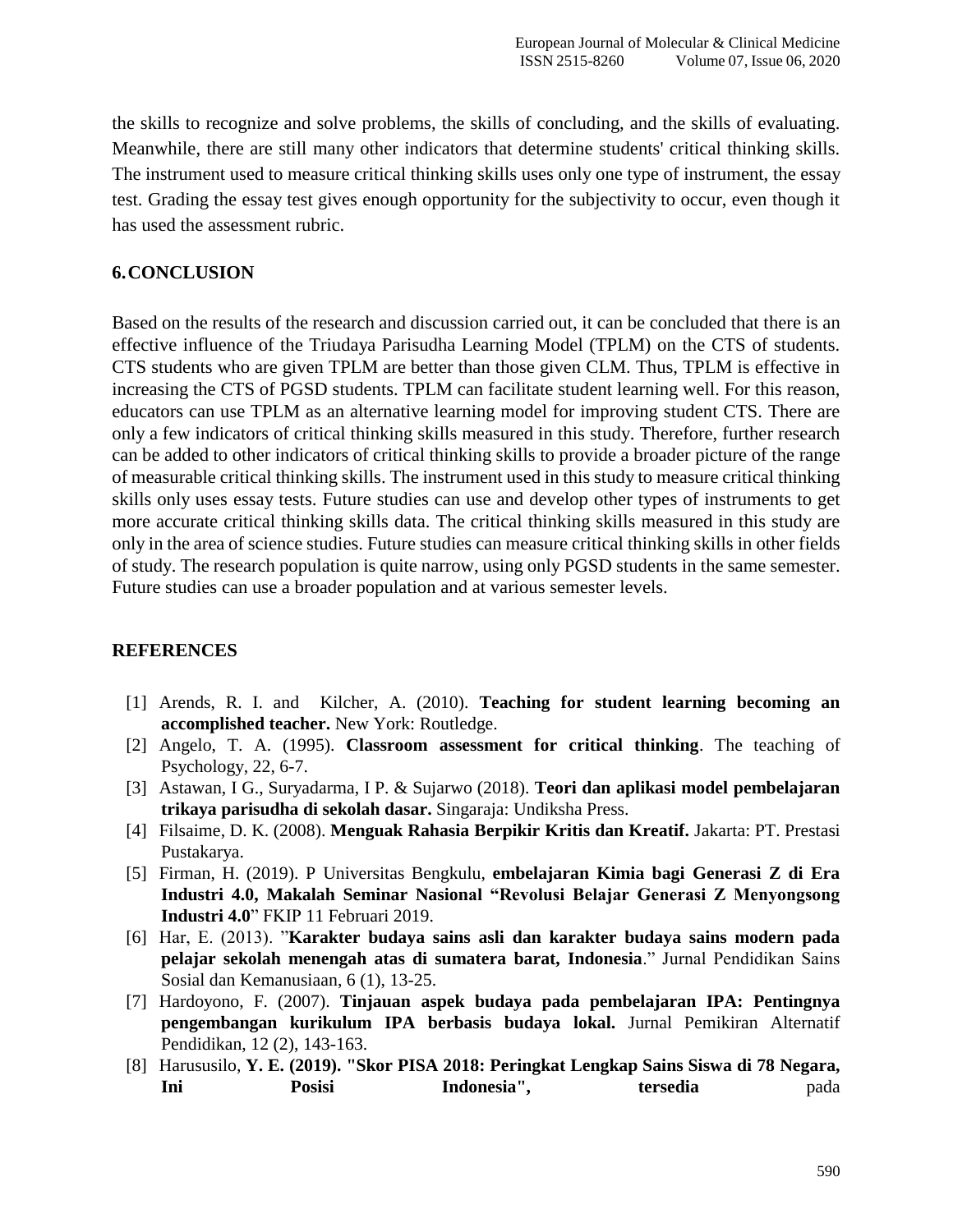the skills to recognize and solve problems, the skills of concluding, and the skills of evaluating. Meanwhile, there are still many other indicators that determine students' critical thinking skills. The instrument used to measure critical thinking skills uses only one type of instrument, the essay test. Grading the essay test gives enough opportunity for the subjectivity to occur, even though it has used the assessment rubric.

## 6. CONCLUSION

Based on the results of the research and discussion carried out, it can be concluded that there is an effective influence of the Triudaya Parisudha Learning Model (TPLM) on the CTS of students. CTS students who are given TPLM are better than those given CLM. Thus, TPLM is effective in increasing the CTS of PGSD students. TPLM can facilitate student learning well. For this reason, educators can use TPLM as an alternative learning model for improving student CTS. There are only a few indicators of critical thinking skills measured in this study. Therefore, further research can be added to other indicators of critical thinking skills to provide a broader picture of the range of measurable critical thinking skills. The instrument used in this study to measure critical thinking skills only uses essay tests. Future studies can use and develop other types of instruments to get more accurate critical thinking skills data. The critical thinking skills measured in this study are only in the area of science studies. Future studies can measure critical thinking skills in other fields of study. The research population is quite narrow, using only PGSD students in the same semester. Future studies can use a broader population and at various semester levels.

## REFERENCES

[1] Arends, R. I. and Kilcher, A. (2010). **Teaching for student learning becoming an accomplished teacher.** New York: Routledge.

[2] Angelo, T. A. (1995). **Classroom assessment for critical thinking**. The teaching of Psychology, 22, 6-7.

[3] Astawan, I G., Suryadarma, I P. & Sujarwo (2018). **Teori dan aplikasi model pembelajaran trikaya parisudha di sekolah dasar.** Singaraja: Undiksha Press.

[4] Filsaime, D. K. (2008). **Menguak Rahasia Berpikir Kritis dan Kreatif.** Jakarta: PT. Prestasi Pustakarya.

[5] Firman, H. (2019). P Universitas Bengkulu, **embelajaran Kimia bagi Generasi Z di Era Industri 4.0, Makalah Seminar Nasional "Revolusi Belajar Generasi Z Menyongsong Industri 4.0**" FKIP 11 Februari 2019.

[6] Har, E. (2013). "**Karakter budaya sains asli dan karakter budaya sains modern pada pelajar sekolah menengah atas di sumatera barat, Indonesia**." Jurnal Pendidikan Sains Sosial dan Kemanusiaan, 6 (1), 13-25.

[7] Hardoyono, F. (2007). **Tinjauan aspek budaya pada pembelajaran IPA: Pentingnya pengembangan kurikulum IPA berbasis budaya lokal.** Jurnal Pemikiran Alternatif Pendidikan, 12 (2), 143-163.

[8] Harususilo, **Y. E. (2019). "Skor PISA 2018: Peringkat Lengkap Sains Siswa di 78 Negara, Ini Posisi Indonesia", tersedia** pada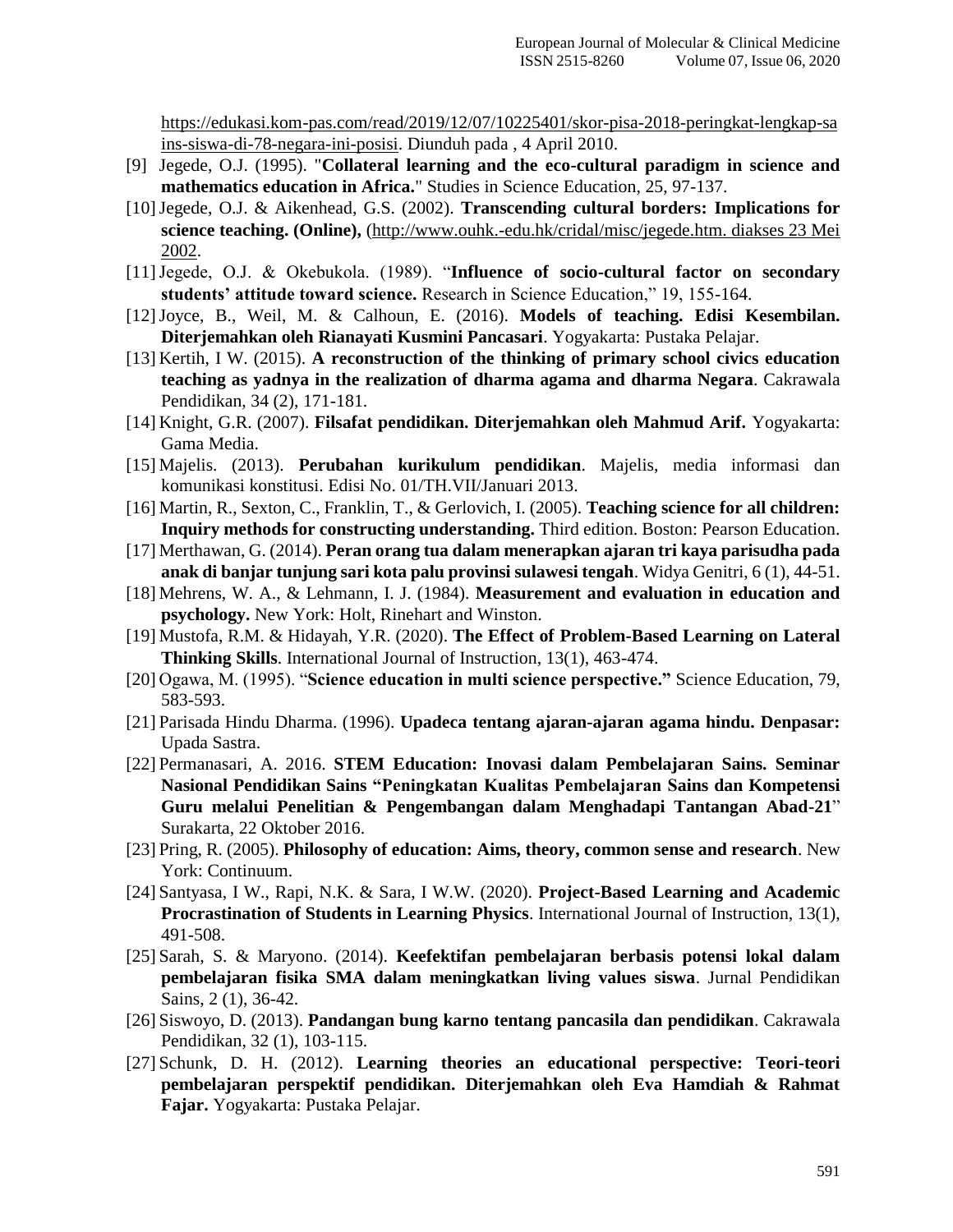https://edukasi.kom-pas.com/read/2019/12/07/10225401/skor-pisa-2018-peringkat-lengkap-sains-siswa-di-78-negara-ini-posisi. Diunduh pada , 4 April 2010.

[9] Jegede, O.J. (1995). "**Collateral learning and the eco-cultural paradigm in science and mathematics education in Africa.**" Studies in Science Education, 25, 97-137.

[10] Jegede, O.J. & Aikenhead, G.S. (2002). **Transcending cultural borders: Implications for science teaching. (Online),** (http://www.ouhk.-edu.hk/cridal/misc/jegede.htm. diakses 23 Mei 2002.

[11] Jegede, O.J. & Okebukola. (1989). "**Influence of socio-cultural factor on secondary students' attitude toward science.** Research in Science Education," 19, 155-164.

[12] Joyce, B., Weil, M. & Calhoun, E. (2016). **Models of teaching. Edisi Kesembilan. Diterjemahkan oleh Rianayati Kusmini Pancasari**. Yogyakarta: Pustaka Pelajar.

[13] Kertih, I W. (2015). **A reconstruction of the thinking of primary school civics education teaching as yadnya in the realization of dharma agama and dharma Negara**. Cakrawala Pendidikan, 34 (2), 171-181.

[14] Knight, G.R. (2007). **Filsafat pendidikan. Diterjemahkan oleh Mahmud Arif.** Yogyakarta: Gama Media.

[15] Majelis. (2013). **Perubahan kurikulum pendidikan**. Majelis, media informasi dan komunikasi konstitusi. Edisi No. 01/TH.VII/Januari 2013.

[16] Martin, R., Sexton, C., Franklin, T., & Gerlovich, I. (2005). **Teaching science for all children: Inquiry methods for constructing understanding.** Third edition. Boston: Pearson Education.

[17] Merthawan, G. (2014). **Peran orang tua dalam menerapkan ajaran tri kaya parisudha pada anak di banjar tunjung sari kota palu provinsi sulawesi tengah**. Widya Genitri, 6 (1), 44-51.

[18] Mehrens, W. A., & Lehmann, I. J. (1984). **Measurement and evaluation in education and psychology.** New York: Holt, Rinehart and Winston.

[19] Mustofa, R.M. & Hidayah, Y.R. (2020). **The Effect of Problem-Based Learning on Lateral Thinking Skills**. International Journal of Instruction, 13(1), 463-474.

[20] Ogawa, M. (1995). "**Science education in multi science perspective."** Science Education, 79, 583-593.

[21] Parisada Hindu Dharma. (1996). **Upadeca tentang ajaran-ajaran agama hindu. Denpasar:** Upada Sastra.

[22] Permanasari, A. 2016. **STEM Education: Inovasi dalam Pembelajaran Sains. Seminar Nasional Pendidikan Sains "Peningkatan Kualitas Pembelajaran Sains dan Kompetensi Guru melalui Penelitian & Pengembangan dalam Menghadapi Tantangan Abad-21**" Surakarta, 22 Oktober 2016.

[23] Pring, R. (2005). **Philosophy of education: Aims, theory, common sense and research**. New York: Continuum.

[24] Santyasa, I W., Rapi, N.K. & Sara, I W.W. (2020). **Project-Based Learning and Academic Procrastination of Students in Learning Physics**. International Journal of Instruction, 13(1), 491-508.

[25] Sarah, S. & Maryono. (2014). **Keefektifan pembelajaran berbasis potensi lokal dalam pembelajaran fisika SMA dalam meningkatkan living values siswa**. Jurnal Pendidikan Sains, 2 (1), 36-42.

[26] Siswoyo, D. (2013). **Pandangan bung karno tentang pancasila dan pendidikan**. Cakrawala Pendidikan, 32 (1), 103-115.

[27] Schunk, D. H. (2012). **Learning theories an educational perspective: Teori-teori pembelajaran perspektif pendidikan. Diterjemahkan oleh Eva Hamdiah & Rahmat Fajar.** Yogyakarta: Pustaka Pelajar.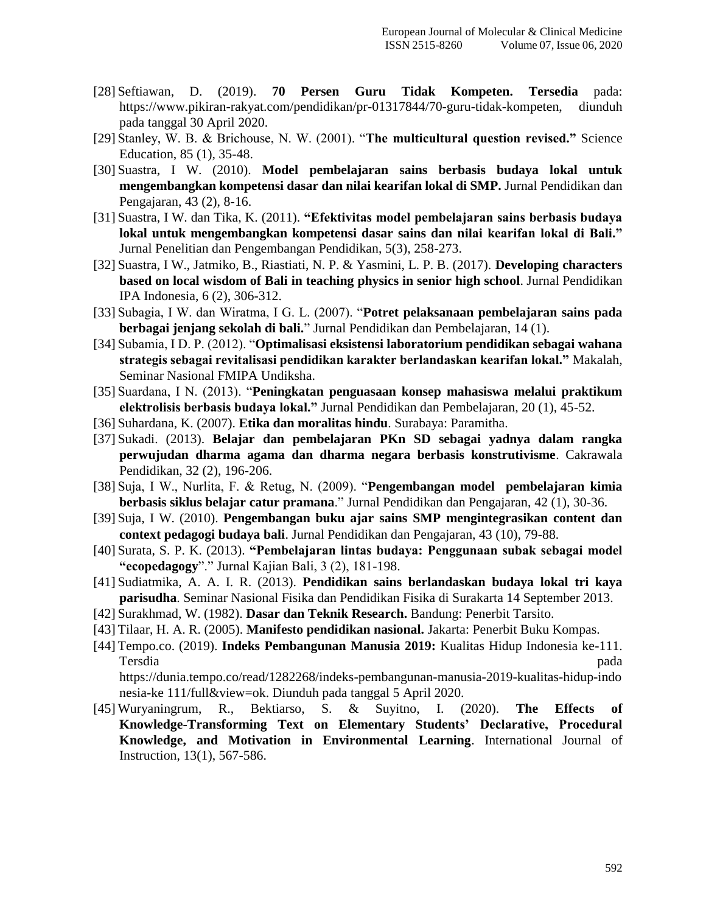[28] Seftiawan, D. (2019). **70 Persen Guru Tidak Kompeten. Tersedia** pada: https://www.pikiran-rakyat.com/pendidikan/pr-01317844/70-guru-tidak-kompeten, diunduh pada tanggal 30 April 2020.

[29] Stanley, W. B. & Brichouse, N. W. (2001). "**The multicultural question revised.**" Science Education, 85 (1), 35-48.

[30] Suastra, I W. (2010). **Model pembelajaran sains berbasis budaya lokal untuk mengembangkan kompetensi dasar dan nilai kearifan lokal di SMP.** Jurnal Pendidikan dan Pengajaran, 43 (2), 8-16.

[31] Suastra, I W. dan Tika, K. (2011). **"Efektivitas model pembelajaran sains berbasis budaya lokal untuk mengembangkan kompetensi dasar sains dan nilai kearifan lokal di Bali."** Jurnal Penelitian dan Pengembangan Pendidikan, 5(3), 258-273.

[32] Suastra, I W., Jatmiko, B., Riastiati, N. P. & Yasmini, L. P. B. (2017). **Developing characters based on local wisdom of Bali in teaching physics in senior high school**. Jurnal Pendidikan IPA Indonesia, 6 (2), 306-312.

[33] Subagia, I W. dan Wiratma, I G. L. (2007). "**Potret pelaksanaan pembelajaran sains pada berbagai jenjang sekolah di bali.**" Jurnal Pendidikan dan Pembelajaran, 14 (1).

[34] Subamia, I D. P. (2012). "**Optimalisasi eksistensi laboratorium pendidikan sebagai wahana strategis sebagai revitalisasi pendidikan karakter berlandaskan kearifan lokal."** Makalah, Seminar Nasional FMIPA Undiksha.

[35] Suardana, I N. (2013). "**Peningkatan penguasaan konsep mahasiswa melalui praktikum elektrolisis berbasis budaya lokal."** Jurnal Pendidikan dan Pembelajaran, 20 (1), 45-52.

[36] Suhardana, K. (2007). **Etika dan moralitas hindu**. Surabaya: Paramitha.

[37] Sukadi. (2013). **Belajar dan pembelajaran PKn SD sebagai yadnya dalam rangka perwujudan dharma agama dan dharma negara berbasis konstrutivisme**. Cakrawala Pendidikan, 32 (2), 196-206.

[38] Suja, I W., Nurlita, F. & Retug, N. (2009). "**Pengembangan model pembelajaran kimia berbasis siklus belajar catur pramana**." Jurnal Pendidikan dan Pengajaran, 42 (1), 30-36.

[39] Suja, I W. (2010). **Pengembangan buku ajar sains SMP mengintegrasikan content dan context pedagogi budaya bali**. Jurnal Pendidikan dan Pengajaran, 43 (10), 79-88.

[40] Surata, S. P. K. (2013). **"Pembelajaran lintas budaya: Penggunaan subak sebagai model "ecopedagogy**"." Jurnal Kajian Bali, 3 (2), 181-198.

[41] Sudiatmika, A. A. I. R. (2013). **Pendidikan sains berlandaskan budaya lokal tri kaya parisudha**. Seminar Nasional Fisika dan Pendidikan Fisika di Surakarta 14 September 2013.

[42] Surakhmad, W. (1982). **Dasar dan Teknik Research.** Bandung: Penerbit Tarsito.

[43] Tilaar, H. A. R. (2005). **Manifesto pendidikan nasional.** Jakarta: Penerbit Buku Kompas.

[44] Tempo.co. (2019). **Indeks Pembangunan Manusia 2019:** Kualitas Hidup Indonesia ke-111. Tersdia pada https://dunia.tempo.co/read/1282268/indeks-pembangunan-manusia-2019-kualitas-hidup-indonesia-ke 111/full&view=ok. Diunduh pada tanggal 5 April 2020.

[45] Wuryaningrum, R., Bektiarso, S. & Suyitno, I. (2020). **The Effects of Knowledge-Transforming Text on Elementary Students' Declarative, Procedural Knowledge, and Motivation in Environmental Learning**. International Journal of Instruction, 13(1), 567-586.